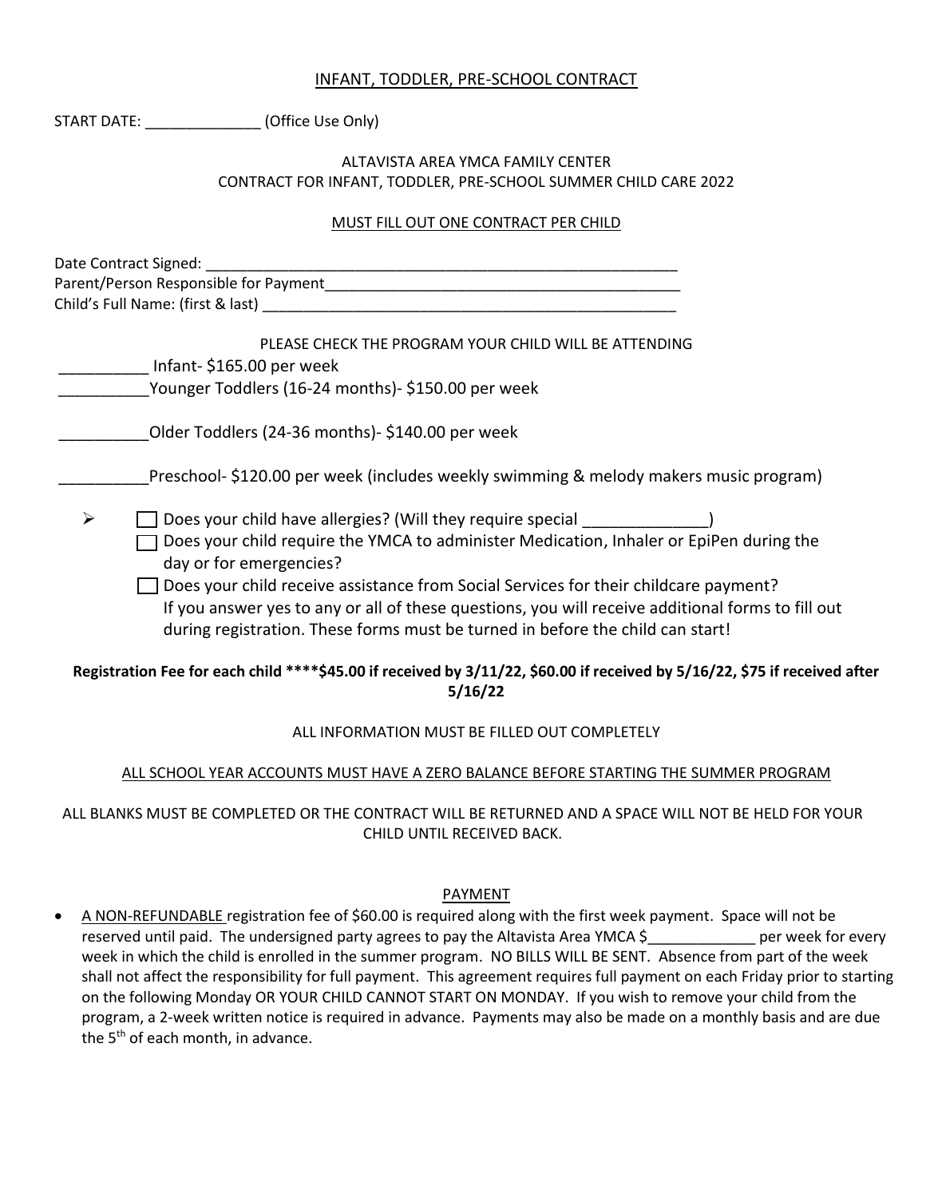# INFANT, TODDLER, PRE-SCHOOL CONTRACT

START DATE: ______________ (Office Use Only)

ALTAVISTA AREA YMCA FAMILY CENTER
CONTRACT FOR INFANT, TODDLER, PRE-SCHOOL SUMMER CHILD CARE 2022

MUST FILL OUT ONE CONTRACT PER CHILD

Date Contract Signed: ____________________________________________________________

Parent/Person Responsible for Payment_____________________________________________

Child's Full Name: (first & last) _________________________________________________

PLEASE CHECK THE PROGRAM YOUR CHILD WILL BE ATTENDING

__________ Infant- $165.00 per week

__________Younger Toddlers (16-24 months)- $150.00 per week

__________Older Toddlers (24-36 months)- $140.00 per week

__________Preschool- $120.00 per week (includes weekly swimming & melody makers music program)

- ☐ Does your child have allergies? (Will they require special ______________)
  ☐ Does your child require the YMCA to administer Medication, Inhaler or EpiPen during the day or for emergencies?
  ☐ Does your child receive assistance from Social Services for their childcare payment?
  If you answer yes to any or all of these questions, you will receive additional forms to fill out during registration. These forms must be turned in before the child can start!

**Registration Fee for each child ****$45.00 if received by 3/11/22, $60.00 if received by 5/16/22, $75 if received after 5/16/22**

ALL INFORMATION MUST BE FILLED OUT COMPLETELY

ALL SCHOOL YEAR ACCOUNTS MUST HAVE A ZERO BALANCE BEFORE STARTING THE SUMMER PROGRAM

ALL BLANKS MUST BE COMPLETED OR THE CONTRACT WILL BE RETURNED AND A SPACE WILL NOT BE HELD FOR YOUR CHILD UNTIL RECEIVED BACK.

## PAYMENT

- A NON-REFUNDABLE registration fee of $60.00 is required along with the first week payment. Space will not be reserved until paid. The undersigned party agrees to pay the Altavista Area YMCA $_____________ per week for every week in which the child is enrolled in the summer program. NO BILLS WILL BE SENT. Absence from part of the week shall not affect the responsibility for full payment. This agreement requires full payment on each Friday prior to starting on the following Monday OR YOUR CHILD CANNOT START ON MONDAY. If you wish to remove your child from the program, a 2-week written notice is required in advance. Payments may also be made on a monthly basis and are due the 5th of each month, in advance.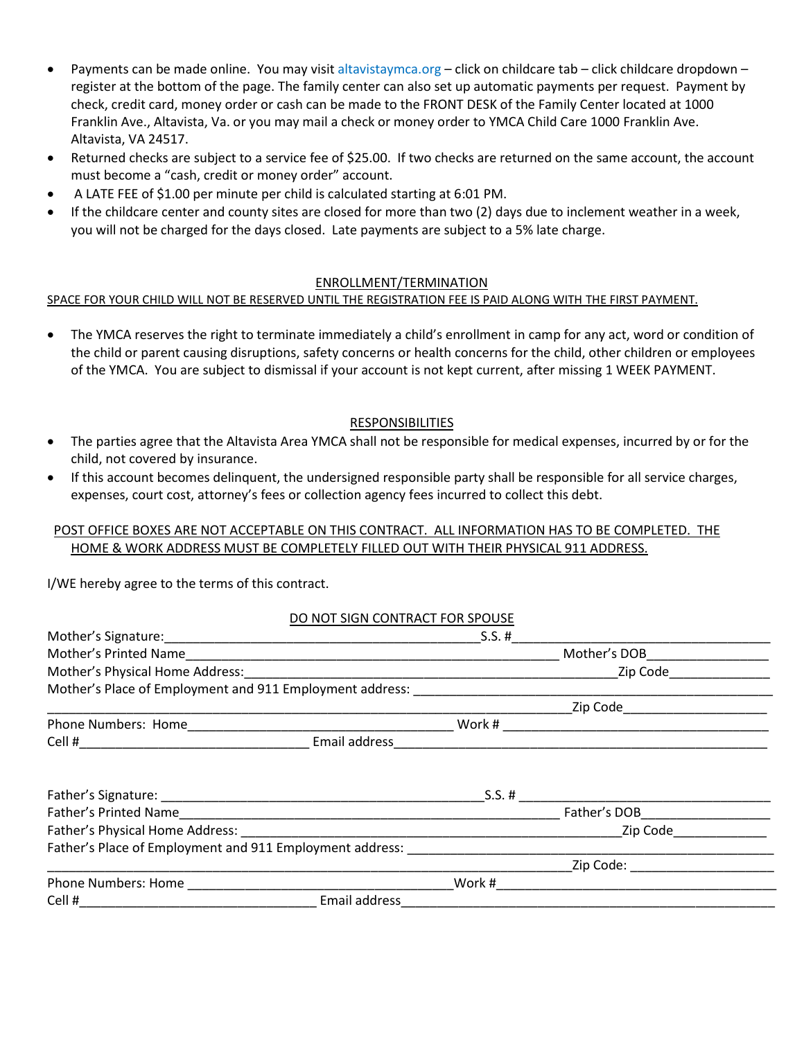- Payments can be made online. You may visit altavistaymca.org – click on childcare tab – click childcare dropdown – register at the bottom of the page. The family center can also set up automatic payments per request. Payment by check, credit card, money order or cash can be made to the FRONT DESK of the Family Center located at 1000 Franklin Ave., Altavista, Va. or you may mail a check or money order to YMCA Child Care 1000 Franklin Ave. Altavista, VA 24517.
- Returned checks are subject to a service fee of $25.00. If two checks are returned on the same account, the account must become a "cash, credit or money order" account.
- A LATE FEE of $1.00 per minute per child is calculated starting at 6:01 PM.
- If the childcare center and county sites are closed for more than two (2) days due to inclement weather in a week, you will not be charged for the days closed. Late payments are subject to a 5% late charge.

## ENROLLMENT/TERMINATION

SPACE FOR YOUR CHILD WILL NOT BE RESERVED UNTIL THE REGISTRATION FEE IS PAID ALONG WITH THE FIRST PAYMENT.

- The YMCA reserves the right to terminate immediately a child's enrollment in camp for any act, word or condition of the child or parent causing disruptions, safety concerns or health concerns for the child, other children or employees of the YMCA. You are subject to dismissal if your account is not kept current, after missing 1 WEEK PAYMENT.

## RESPONSIBILITIES

- The parties agree that the Altavista Area YMCA shall not be responsible for medical expenses, incurred by or for the child, not covered by insurance.
- If this account becomes delinquent, the undersigned responsible party shall be responsible for all service charges, expenses, court cost, attorney's fees or collection agency fees incurred to collect this debt.

POST OFFICE BOXES ARE NOT ACCEPTABLE ON THIS CONTRACT. ALL INFORMATION HAS TO BE COMPLETED. THE HOME & WORK ADDRESS MUST BE COMPLETELY FILLED OUT WITH THEIR PHYSICAL 911 ADDRESS.

I/WE hereby agree to the terms of this contract.

DO NOT SIGN CONTRACT FOR SPOUSE

Mother's Signature:______________________________ S.S. #______________________

Mother's Printed Name______________________________ Mother's DOB______________

Mother's Physical Home Address:______________________________ Zip Code____________

Mother's Place of Employment and 911 Employment address: ______________________________

______________________________ Zip Code________________

Phone Numbers: Home______________________ Work #______________________

Cell #______________________ Email address______________________________

Father's Signature: ______________________________ S.S. # ______________________

Father's Printed Name______________________________ Father's DOB______________

Father's Physical Home Address: ______________________________ Zip Code____________

Father's Place of Employment and 911 Employment address: ______________________________

______________________________ Zip Code: ________________

Phone Numbers: Home ______________________ Work #______________________

Cell #______________________ Email address______________________________